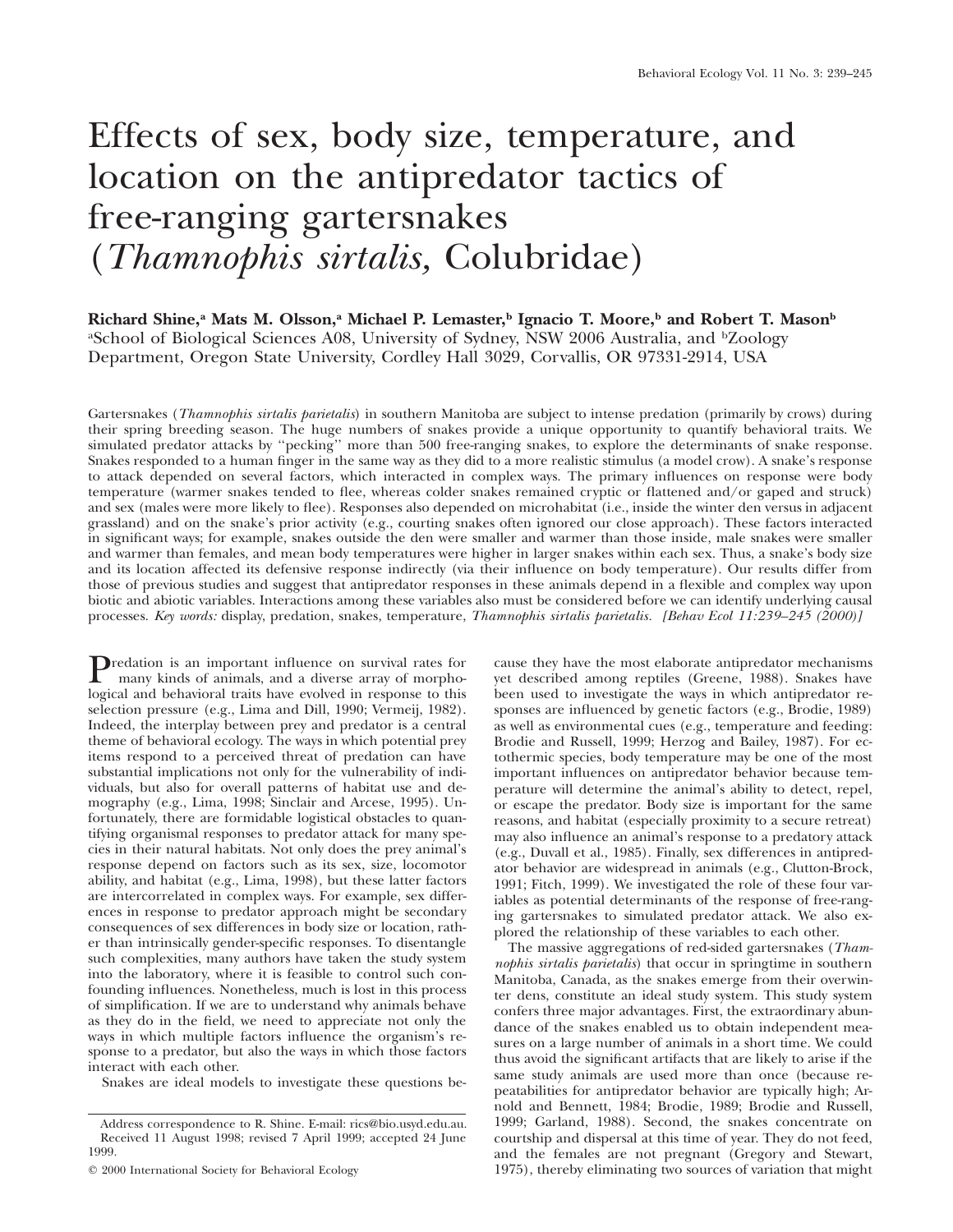# Effects of sex, body size, temperature, and location on the antipredator tactics of free-ranging gartersnakes (*Thamnophis sirtalis,* Colubridae)

**Richard Shine,[a] Mats M. Olsson,[a] Michael P. Lemaster,[b] Ignacio T. Moore,[b] and Robert T. Mason[b]**

[a]School of Biological Sciences A08, University of Sydney, NSW 2006 Australia, and [b]Zoology Department, Oregon State University, Cordley Hall 3029, Corvallis, OR 97331-2914, USA

Gartersnakes (*Thamnophis sirtalis parietalis*) in southern Manitoba are subject to intense predation (primarily by crows) during their spring breeding season. The huge numbers of snakes provide a unique opportunity to quantify behavioral traits. We simulated predator attacks by "pecking" more than 500 free-ranging snakes, to explore the determinants of snake response. Snakes responded to a human finger in the same way as they did to a more realistic stimulus (a model crow). A snake's response to attack depended on several factors, which interacted in complex ways. The primary influences on response were body temperature (warmer snakes tended to flee, whereas colder snakes remained cryptic or flattened and/or gaped and struck) and sex (males were more likely to flee). Responses also depended on microhabitat (i.e., inside the winter den versus in adjacent grassland) and on the snake's prior activity (e.g., courting snakes often ignored our close approach). These factors interacted in significant ways; for example, snakes outside the den were smaller and warmer than those inside, male snakes were smaller and warmer than females, and mean body temperatures were higher in larger snakes within each sex. Thus, a snake's body size and its location affected its defensive response indirectly (via their influence on body temperature). Our results differ from those of previous studies and suggest that antipredator responses in these animals depend in a flexible and complex way upon biotic and abiotic variables. Interactions among these variables also must be considered before we can identify underlying causal processes. *Key words:* display, predation, snakes, temperature, *Thamnophis sirtalis parietalis.* *[Behav Ecol 11:239–245 (2000)]*

Predation is an important influence on survival rates for many kinds of animals, and a diverse array of morphological and behavioral traits have evolved in response to this selection pressure (e.g., Lima and Dill, 1990; Vermeij, 1982). Indeed, the interplay between prey and predator is a central theme of behavioral ecology. The ways in which potential prey items respond to a perceived threat of predation can have substantial implications not only for the vulnerability of individuals, but also for overall patterns of habitat use and demography (e.g., Lima, 1998; Sinclair and Arcese, 1995). Unfortunately, there are formidable logistical obstacles to quantifying organismal responses to predator attack for many species in their natural habitats. Not only does the prey animal's response depend on factors such as its sex, size, locomotor ability, and habitat (e.g., Lima, 1998), but these latter factors are intercorrelated in complex ways. For example, sex differences in response to predator approach might be secondary consequences of sex differences in body size or location, rather than intrinsically gender-specific responses. To disentangle such complexities, many authors have taken the study system into the laboratory, where it is feasible to control such confounding influences. Nonetheless, much is lost in this process of simplification. If we are to understand why animals behave as they do in the field, we need to appreciate not only the ways in which multiple factors influence the organism's response to a predator, but also the ways in which those factors interact with each other.

Snakes are ideal models to investigate these questions because they have the most elaborate antipredator mechanisms yet described among reptiles (Greene, 1988). Snakes have been used to investigate the ways in which antipredator responses are influenced by genetic factors (e.g., Brodie, 1989) as well as environmental cues (e.g., temperature and feeding: Brodie and Russell, 1999; Herzog and Bailey, 1987). For ectothermic species, body temperature may be one of the most important influences on antipredator behavior because temperature will determine the animal's ability to detect, repel, or escape the predator. Body size is important for the same reasons, and habitat (especially proximity to a secure retreat) may also influence an animal's response to a predatory attack (e.g., Duvall et al., 1985). Finally, sex differences in antipredator behavior are widespread in animals (e.g., Clutton-Brock, 1991; Fitch, 1999). We investigated the role of these four variables as potential determinants of the response of free-ranging gartersnakes to simulated predator attack. We also explored the relationship of these variables to each other.

The massive aggregations of red-sided gartersnakes (*Thamnophis sirtalis parietalis*) that occur in springtime in southern Manitoba, Canada, as the snakes emerge from their overwinter dens, constitute an ideal study system. This study system confers three major advantages. First, the extraordinary abundance of the snakes enabled us to obtain independent measures on a large number of animals in a short time. We could thus avoid the significant artifacts that are likely to arise if the same study animals are used more than once (because repeatabilities for antipredator behavior are typically high; Arnold and Bennett, 1984; Brodie, 1989; Brodie and Russell, 1999; Garland, 1988). Second, the snakes concentrate on courtship and dispersal at this time of year. They do not feed, and the females are not pregnant (Gregory and Stewart, 1975), thereby eliminating two sources of variation that might

Address correspondence to R. Shine. E-mail: rics@bio.usyd.edu.au.
Received 11 August 1998; revised 7 April 1999; accepted 24 June 1999.
© 2000 International Society for Behavioral Ecology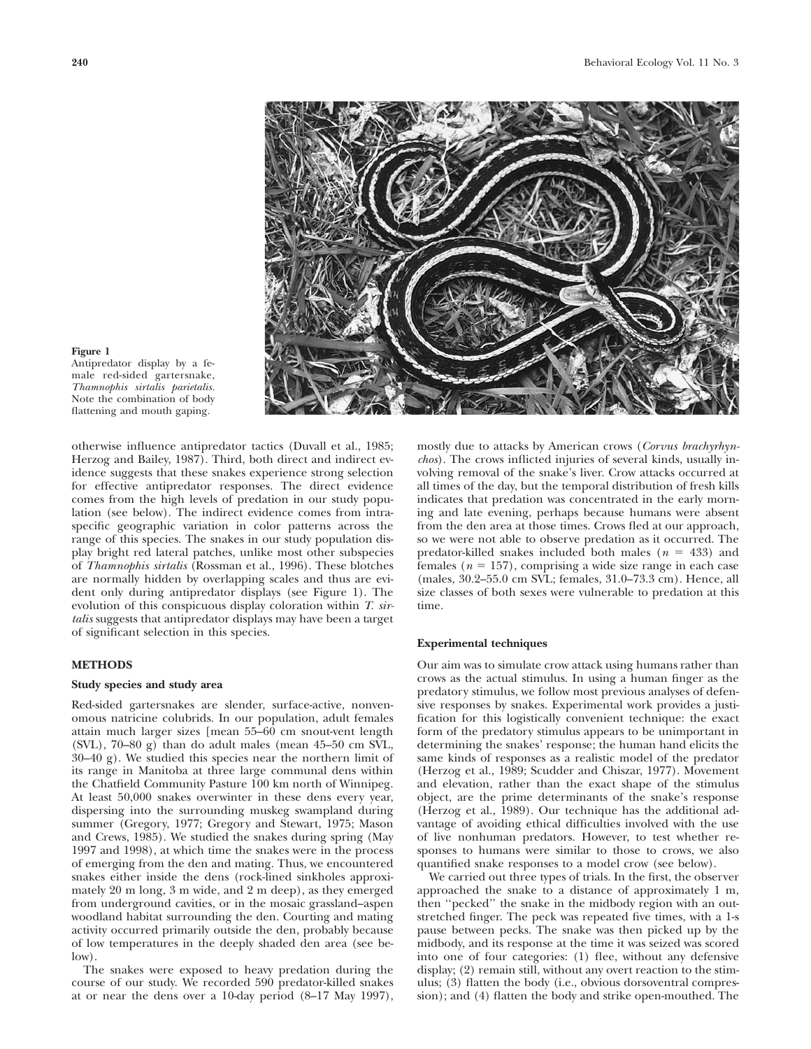**Figure 1**
Antipredator display by a female red-sided gartersnake, *Thamnophis sirtalis parietalis*. Note the combination of body flattening and mouth gaping.

otherwise influence antipredator tactics (Duvall et al., 1985; Herzog and Bailey, 1987). Third, both direct and indirect evidence suggests that these snakes experience strong selection for effective antipredator responses. The direct evidence comes from the high levels of predation in our study population (see below). The indirect evidence comes from intraspecific geographic variation in color patterns across the range of this species. The snakes in our study population display bright red lateral patches, unlike most other subspecies of *Thamnophis sirtalis* (Rossman et al., 1996). These blotches are normally hidden by overlapping scales and thus are evident only during antipredator displays (see Figure 1). The evolution of this conspicuous display coloration within *T. sirtalis* suggests that antipredator displays may have been a target of significant selection in this species.

## METHODS

### Study species and study area

Red-sided gartersnakes are slender, surface-active, nonvenomous natricine colubrids. In our population, adult females attain much larger sizes [mean 55–60 cm snout-vent length (SVL), 70–80 g) than do adult males (mean 45–50 cm SVL, 30–40 g). We studied this species near the northern limit of its range in Manitoba at three large communal dens within the Chatfield Community Pasture 100 km north of Winnipeg. At least 50,000 snakes overwinter in these dens every year, dispersing into the surrounding muskeg swampland during summer (Gregory, 1977; Gregory and Stewart, 1975; Mason and Crews, 1985). We studied the snakes during spring (May 1997 and 1998), at which time the snakes were in the process of emerging from the den and mating. Thus, we encountered snakes either inside the dens (rock-lined sinkholes approximately 20 m long, 3 m wide, and 2 m deep), as they emerged from underground cavities, or in the mosaic grassland–aspen woodland habitat surrounding the den. Courting and mating activity occurred primarily outside the den, probably because of low temperatures in the deeply shaded den area (see below).

The snakes were exposed to heavy predation during the course of our study. We recorded 590 predator-killed snakes at or near the dens over a 10-day period (8–17 May 1997), mostly due to attacks by American crows (*Corvus brachyrhynchos*). The crows inflicted injuries of several kinds, usually involving removal of the snake's liver. Crow attacks occurred at all times of the day, but the temporal distribution of fresh kills indicates that predation was concentrated in the early morning and late evening, perhaps because humans were absent from the den area at those times. Crows fled at our approach, so we were not able to observe predation as it occurred. The predator-killed snakes included both males ($n = 433$) and females ($n = 157$), comprising a wide size range in each case (males, 30.2–55.0 cm SVL; females, 31.0–73.3 cm). Hence, all size classes of both sexes were vulnerable to predation at this time.

### Experimental techniques

Our aim was to simulate crow attack using humans rather than crows as the actual stimulus. In using a human finger as the predatory stimulus, we follow most previous analyses of defensive responses by snakes. Experimental work provides a justification for this logistically convenient technique: the exact form of the predatory stimulus appears to be unimportant in determining the snakes' response; the human hand elicits the same kinds of responses as a realistic model of the predator (Herzog et al., 1989; Scudder and Chiszar, 1977). Movement and elevation, rather than the exact shape of the stimulus object, are the prime determinants of the snake's response (Herzog et al., 1989). Our technique has the additional advantage of avoiding ethical difficulties involved with the use of live nonhuman predators. However, to test whether responses to humans were similar to those to crows, we also quantified snake responses to a model crow (see below).

We carried out three types of trials. In the first, the observer approached the snake to a distance of approximately 1 m, then "pecked" the snake in the midbody region with an outstretched finger. The peck was repeated five times, with a 1-s pause between pecks. The snake was then picked up by the midbody, and its response at the time it was seized was scored into one of four categories: (1) flee, without any defensive display; (2) remain still, without any overt reaction to the stimulus; (3) flatten the body (i.e., obvious dorsoventral compression); and (4) flatten the body and strike open-mouthed. The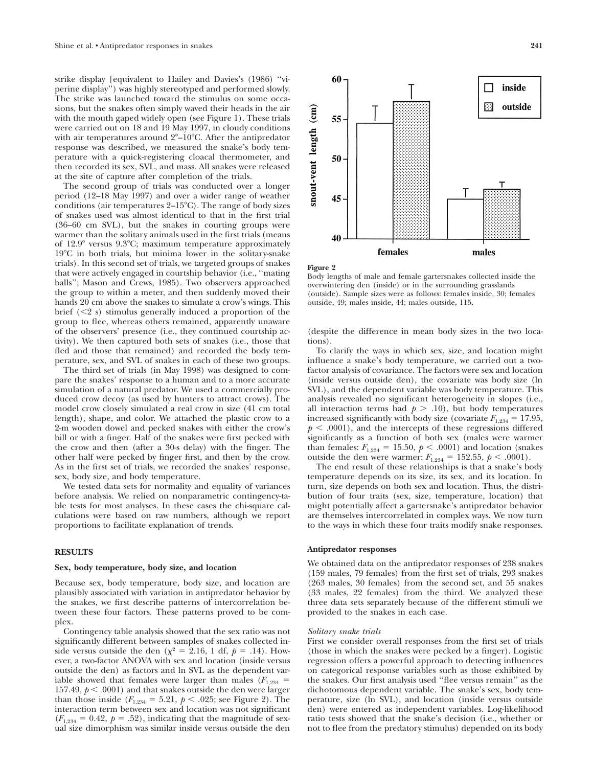strike display [equivalent to Hailey and Davies's (1986) ''viperine display''] was highly stereotyped and performed slowly. The strike was launched toward the stimulus on some occasions, but the snakes often simply waved their heads in the air with the mouth gaped widely open (see Figure 1). These trials were carried out on 18 and 19 May 1997, in cloudy conditions with air temperatures around 2°–10°C. After the antipredator response was described, we measured the snake's body temperature with a quick-registering cloacal thermometer, and then recorded its sex, SVL, and mass. All snakes were released at the site of capture after completion of the trials.

The second group of trials was conducted over a longer period (12–18 May 1997) and over a wider range of weather conditions (air temperatures 2–15°C). The range of body sizes of snakes used was almost identical to that in the first trial (36–60 cm SVL), but the snakes in courting groups were warmer than the solitary animals used in the first trials (means of 12.9° versus 9.3°C; maximum temperature approximately 19°C in both trials, but minima lower in the solitary-snake trials). In this second set of trials, we targeted groups of snakes that were actively engaged in courtship behavior (i.e., ''mating balls''; Mason and Crews, 1985). Two observers approached the group to within a meter, and then suddenly moved their hands 20 cm above the snakes to simulate a crow's wings. This brief (<2 s) stimulus generally induced a proportion of the group to flee, whereas others remained, apparently unaware of the observers' presence (i.e., they continued courtship activity). We then captured both sets of snakes (i.e., those that fled and those that remained) and recorded the body temperature, sex, and SVL of snakes in each of these two groups.

The third set of trials (in May 1998) was designed to compare the snakes' response to a human and to a more accurate simulation of a natural predator. We used a commercially produced crow decoy (as used by hunters to attract crows). The model crow closely simulated a real crow in size (41 cm total length), shape, and color. We attached the plastic crow to a 2-m wooden dowel and pecked snakes with either the crow's bill or with a finger. Half of the snakes were first pecked with the crow and then (after a 30-s delay) with the finger. The other half were pecked by finger first, and then by the crow. As in the first set of trials, we recorded the snakes' response, sex, body size, and body temperature.

We tested data sets for normality and equality of variances before analysis. We relied on nonparametric contingency-table tests for most analyses. In these cases the chi-square calculations were based on raw numbers, although we report proportions to facilitate explanation of trends.

## RESULTS

### Sex, body temperature, body size, and location

Because sex, body temperature, body size, and location are plausibly associated with variation in antipredator behavior by the snakes, we first describe patterns of intercorrelation between these four factors. These patterns proved to be complex.

Contingency table analysis showed that the sex ratio was not significantly different between samples of snakes collected inside versus outside the den ($\chi^2 = 2.16$, 1 df, $p = .14$). However, a two-factor ANOVA with sex and location (inside versus outside the den) as factors and ln SVL as the dependent variable showed that females were larger than males ($F_{1,234} = 157.49$, $p < .0001$) and that snakes outside the den were larger than those inside ($F_{1,234} = 5.21$, $p < .025$; see Figure 2). The interaction term between sex and location was not significant ($F_{1,234} = 0.42$, $p = .52$), indicating that the magnitude of sexual size dimorphism was similar inside versus outside the den (despite the difference in mean body sizes in the two locations).

**Figure 2**

Body lengths of male and female gartersnakes collected inside the overwintering den (inside) or in the surrounding grasslands (outside). Sample sizes were as follows: females inside, 30; females outside, 49; males inside, 44; males outside, 115.

To clarify the ways in which sex, size, and location might influence a snake's body temperature, we carried out a two-factor analysis of covariance. The factors were sex and location (inside versus outside den), the covariate was body size (ln SVL), and the dependent variable was body temperature. This analysis revealed no significant heterogeneity in slopes (i.e., all interaction terms had $p > .10$), but body temperatures increased significantly with body size (covariate $F_{1,234} = 17.95$, $p < .0001$), and the intercepts of these regressions differed significantly as a function of both sex (males were warmer than females: $F_{1,234} = 15.50$, $p < .0001$) and location (snakes outside the den were warmer: $F_{1,234} = 152.55$, $p < .0001$).

The end result of these relationships is that a snake's body temperature depends on its size, its sex, and its location. In turn, size depends on both sex and location. Thus, the distribution of four traits (sex, size, temperature, location) that might potentially affect a gartersnake's antipredator behavior are themselves intercorrelated in complex ways. We now turn to the ways in which these four traits modify snake responses.

### Antipredator responses

We obtained data on the antipredator responses of 238 snakes (159 males, 79 females) from the first set of trials, 293 snakes (263 males, 30 females) from the second set, and 55 snakes (33 males, 22 females) from the third. We analyzed these three data sets separately because of the different stimuli we provided to the snakes in each case.

*Solitary snake trials*

First we consider overall responses from the first set of trials (those in which the snakes were pecked by a finger). Logistic regression offers a powerful approach to detecting influences on categorical response variables such as those exhibited by the snakes. Our first analysis used ''flee versus remain'' as the dichotomous dependent variable. The snake's sex, body temperature, size (ln SVL), and location (inside versus outside den) were entered as independent variables. Log-likelihood ratio tests showed that the snake's decision (i.e., whether or not to flee from the predatory stimulus) depended on its body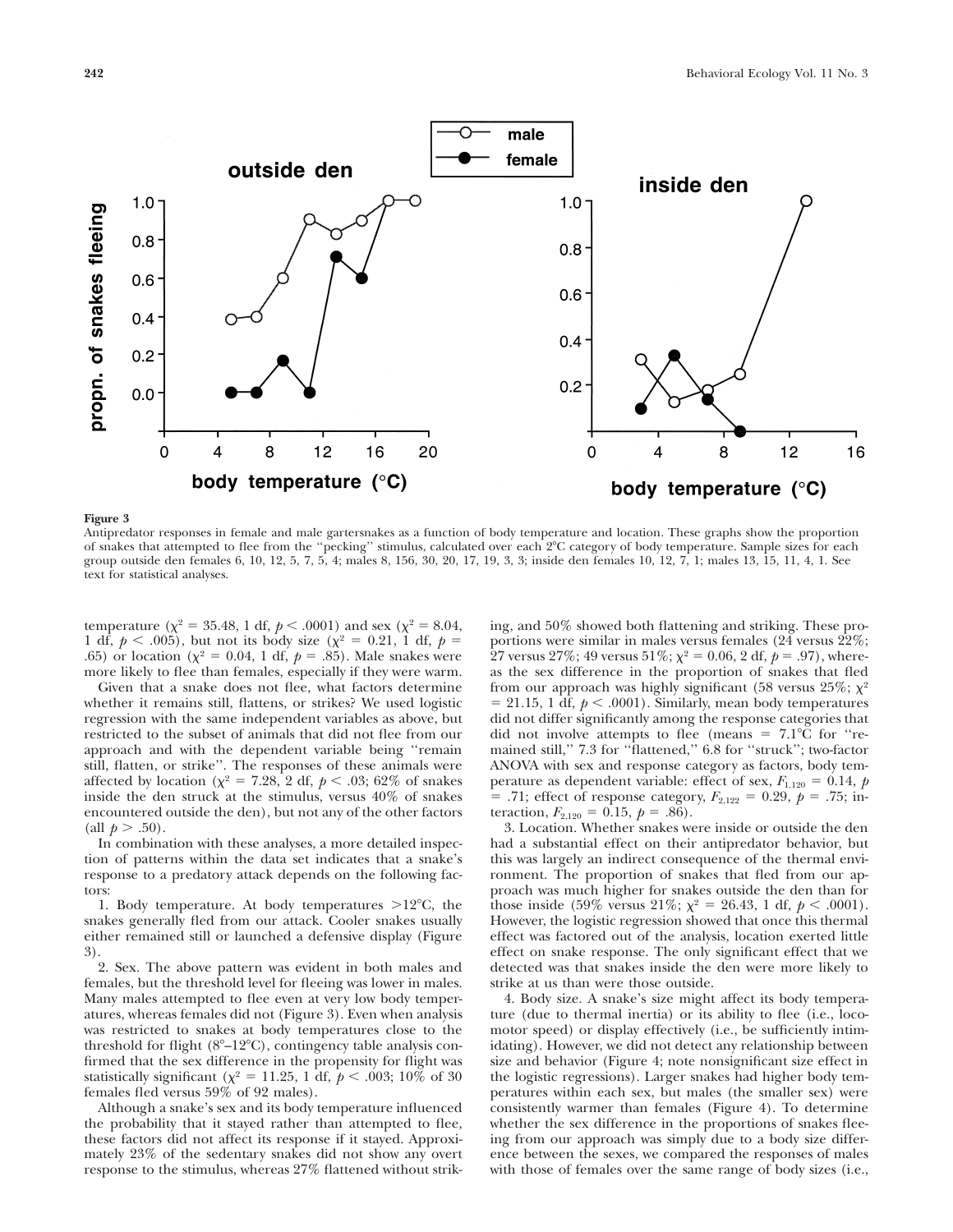**Figure 3**

Antipredator responses in female and male gartersnakes as a function of body temperature and location. These graphs show the proportion of snakes that attempted to flee from the "pecking" stimulus, calculated over each 2°C category of body temperature. Sample sizes for each group outside den females 6, 10, 12, 5, 7, 5, 4; males 8, 156, 30, 20, 17, 19, 3, 3; inside den females 10, 12, 7, 1; males 13, 15, 11, 4, 1. See text for statistical analyses.

temperature ($\chi^2 = 35.48$, 1 df, $p < .0001$) and sex ($\chi^2 = 8.04$, 1 df, $p < .005$), but not its body size ($\chi^2 = 0.21$, 1 df, $p = .65$) or location ($\chi^2 = 0.04$, 1 df, $p = .85$). Male snakes were more likely to flee than females, especially if they were warm.

Given that a snake does not flee, what factors determine whether it remains still, flattens, or strikes? We used logistic regression with the same independent variables as above, but restricted to the subset of animals that did not flee from our approach and with the dependent variable being "remain still, flatten, or strike". The responses of these animals were affected by location ($\chi^2 = 7.28$, 2 df, $p < .03$; 62% of snakes inside the den struck at the stimulus, versus 40% of snakes encountered outside the den), but not any of the other factors (all $p > .50$).

In combination with these analyses, a more detailed inspection of patterns within the data set indicates that a snake's response to a predatory attack depends on the following factors:

1. Body temperature. At body temperatures >12°C, the snakes generally fled from our attack. Cooler snakes usually either remained still or launched a defensive display (Figure 3).

2. Sex. The above pattern was evident in both males and females, but the threshold level for fleeing was lower in males. Many males attempted to flee even at very low body temperatures, whereas females did not (Figure 3). Even when analysis was restricted to snakes at body temperatures close to the threshold for flight (8°–12°C), contingency table analysis confirmed that the sex difference in the propensity for flight was statistically significant ($\chi^2 = 11.25$, 1 df, $p < .003$; 10% of 30 females fled versus 59% of 92 males).

Although a snake's sex and its body temperature influenced the probability that it stayed rather than attempted to flee, these factors did not affect its response if it stayed. Approximately 23% of the sedentary snakes did not show any overt response to the stimulus, whereas 27% flattened without striking, and 50% showed both flattening and striking. These proportions were similar in males versus females (24 versus 22%; 27 versus 27%; 49 versus 51%; $\chi^2 = 0.06$, 2 df, $p = .97$), whereas the sex difference in the proportion of snakes that fled from our approach was highly significant (58 versus 25%; $\chi^2 = 21.15$, 1 df, $p < .0001$). Similarly, mean body temperatures did not differ significantly among the response categories that did not involve attempts to flee (means = 7.1°C for "remained still," 7.3 for "flattened," 6.8 for "struck"; two-factor ANOVA with sex and response category as factors, body temperature as dependent variable: effect of sex, $F_{1,120} = 0.14$, $p = .71$; effect of response category, $F_{2,122} = 0.29$, $p = .75$; interaction, $F_{2,120} = 0.15$, $p = .86$).

3. Location. Whether snakes were inside or outside the den had a substantial effect on their antipredator behavior, but this was largely an indirect consequence of the thermal environment. The proportion of snakes that fled from our approach was much higher for snakes outside the den than for those inside (59% versus 21%; $\chi^2 = 26.43$, 1 df, $p < .0001$). However, the logistic regression showed that once this thermal effect was factored out of the analysis, location exerted little effect on snake response. The only significant effect that we detected was that snakes inside the den were more likely to strike at us than were those outside.

4. Body size. A snake's size might affect its body temperature (due to thermal inertia) or its ability to flee (i.e., locomotor speed) or display effectively (i.e., be sufficiently intimidating). However, we did not detect any relationship between size and behavior (Figure 4; note nonsignificant size effect in the logistic regressions). Larger snakes had higher body temperatures within each sex, but males (the smaller sex) were consistently warmer than females (Figure 4). To determine whether the sex difference in the proportions of snakes fleeing from our approach was simply due to a body size difference between the sexes, we compared the responses of males with those of females over the same range of body sizes (i.e.,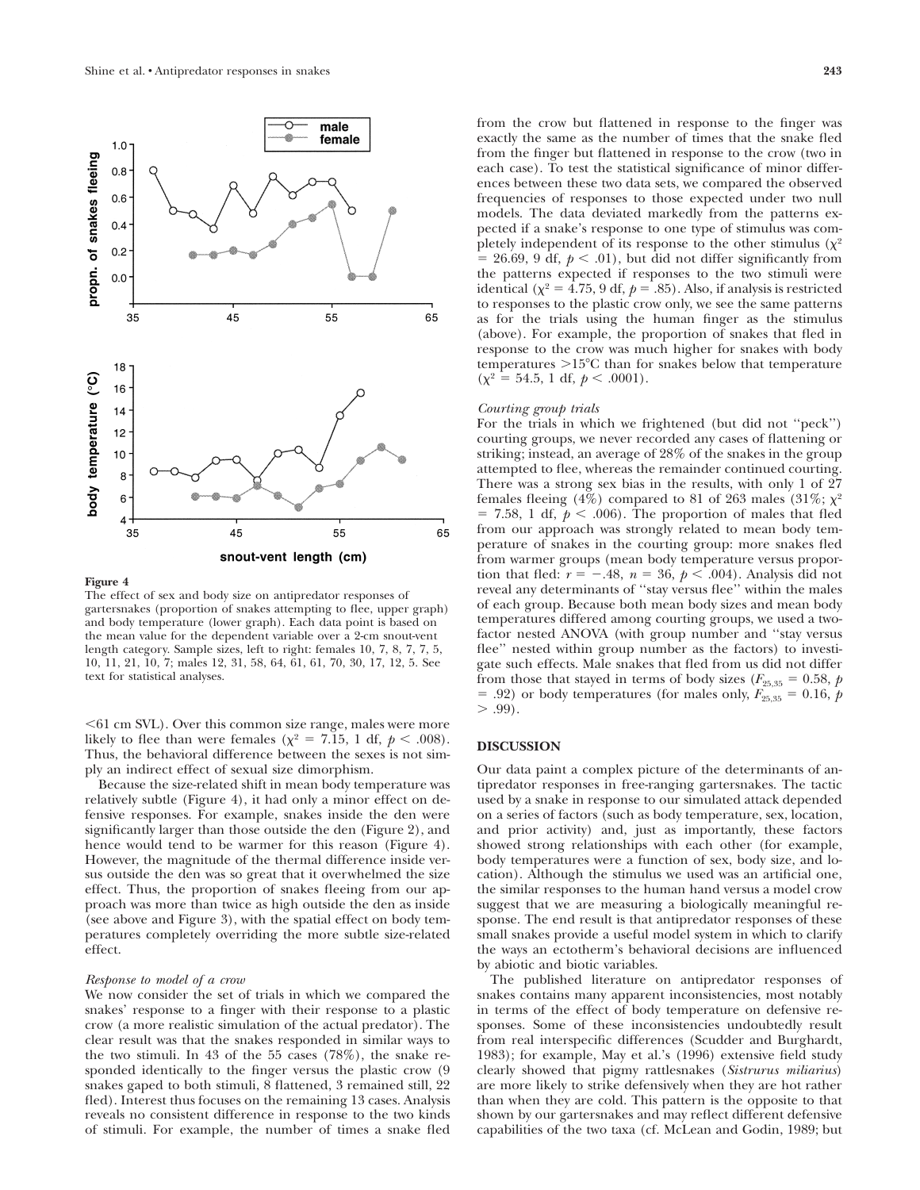**Figure 4**

The effect of sex and body size on antipredator responses of gartersnakes (proportion of snakes attempting to flee, upper graph) and body temperature (lower graph). Each data point is based on the mean value for the dependent variable over a 2-cm snout-vent length category. Sample sizes, left to right: females 10, 7, 8, 7, 7, 5, 10, 11, 21, 10, 7; males 12, 31, 58, 64, 61, 61, 70, 30, 17, 12, 5. See text for statistical analyses.

<61 cm SVL). Over this common size range, males were more likely to flee than were females ($\chi^2 = 7.15$, 1 df, $p < .008$). Thus, the behavioral difference between the sexes is not simply an indirect effect of sexual size dimorphism.

Because the size-related shift in mean body temperature was relatively subtle (Figure 4), it had only a minor effect on defensive responses. For example, snakes inside the den were significantly larger than those outside the den (Figure 2), and hence would tend to be warmer for this reason (Figure 4). However, the magnitude of the thermal difference inside versus outside the den was so great that it overwhelmed the size effect. Thus, the proportion of snakes fleeing from our approach was more than twice as high outside the den as inside (see above and Figure 3), with the spatial effect on body temperatures completely overriding the more subtle size-related effect.

### *Response to model of a crow*

We now consider the set of trials in which we compared the snakes' response to a finger with their response to a plastic crow (a more realistic simulation of the actual predator). The clear result was that the snakes responded in similar ways to the two stimuli. In 43 of the 55 cases (78%), the snake responded identically to the finger versus the plastic crow (9 snakes gaped to both stimuli, 8 flattened, 3 remained still, 22 fled). Interest thus focuses on the remaining 13 cases. Analysis reveals no consistent difference in response to the two kinds of stimuli. For example, the number of times a snake fled from the crow but flattened in response to the finger was exactly the same as the number of times that the snake fled from the finger but flattened in response to the crow (two in each case). To test the statistical significance of minor differences between these two data sets, we compared the observed frequencies of responses to those expected under two null models. The data deviated markedly from the patterns expected if a snake's response to one type of stimulus was completely independent of its response to the other stimulus ($\chi^2 = 26.69$, 9 df, $p < .01$), but did not differ significantly from the patterns expected if responses to the two stimuli were identical ($\chi^2 = 4.75$, 9 df, $p = .85$). Also, if analysis is restricted to responses to the plastic crow only, we see the same patterns as for the trials using the human finger as the stimulus (above). For example, the proportion of snakes that fled in response to the crow was much higher for snakes with body temperatures >15°C than for snakes below that temperature ($\chi^2 = 54.5$, 1 df, $p < .0001$).

### *Courting group trials*

For the trials in which we frightened (but did not "peck") courting groups, we never recorded any cases of flattening or striking; instead, an average of 28% of the snakes in the group attempted to flee, whereas the remainder continued courting. There was a strong sex bias in the results, with only 1 of 27 females fleeing (4%) compared to 81 of 263 males (31%; $\chi^2 = 7.58$, 1 df, $p < .006$). The proportion of males that fled from our approach was strongly related to mean body temperature of snakes in the courting group: more snakes fled from warmer groups (mean body temperature versus proportion that fled: $r = -.48$, $n = 36$, $p < .004$). Analysis did not reveal any determinants of "stay versus flee" within the males of each group. Because both mean body sizes and mean body temperatures differed among courting groups, we used a two-factor nested ANOVA (with group number and "stay versus flee" nested within group number as the factors) to investigate such effects. Male snakes that fled from us did not differ from those that stayed in terms of body sizes ($F_{25,35} = 0.58$, $p = .92$) or body temperatures (for males only, $F_{25,35} = 0.16$, $p > .99$).

## DISCUSSION

Our data paint a complex picture of the determinants of antipredator responses in free-ranging gartersnakes. The tactic used by a snake in response to our simulated attack depended on a series of factors (such as body temperature, sex, location, and prior activity) and, just as importantly, these factors showed strong relationships with each other (for example, body temperatures were a function of sex, body size, and location). Although the stimulus we used was an artificial one, the similar responses to the human hand versus a model crow suggest that we are measuring a biologically meaningful response. The end result is that antipredator responses of these small snakes provide a useful model system in which to clarify the ways an ectotherm's behavioral decisions are influenced by abiotic and biotic variables.

The published literature on antipredator responses of snakes contains many apparent inconsistencies, most notably in terms of the effect of body temperature on defensive responses. Some of these inconsistencies undoubtedly result from real interspecific differences (Scudder and Burghardt, 1983); for example, May et al.'s (1996) extensive field study clearly showed that pigmy rattlesnakes (*Sistrurus miliarius*) are more likely to strike defensively when they are hot rather than when they are cold. This pattern is the opposite to that shown by our gartersnakes and may reflect different defensive capabilities of the two taxa (cf. McLean and Godin, 1989; but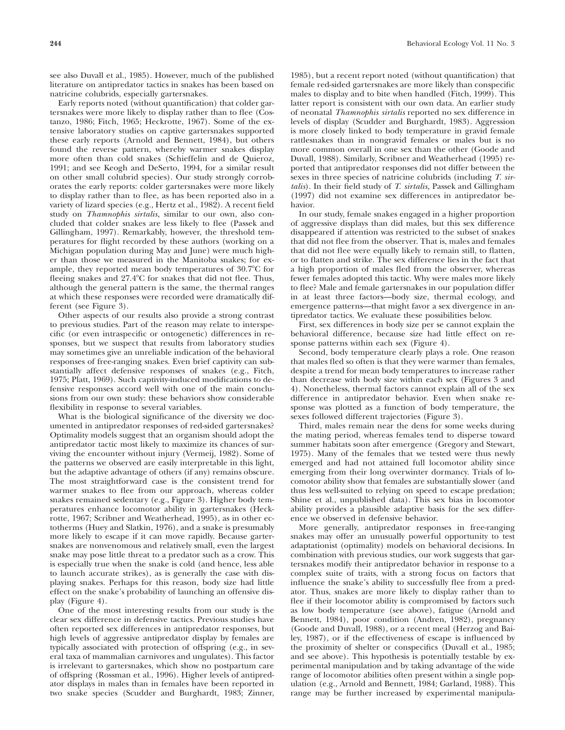see also Duvall et al., 1985). However, much of the published literature on antipredator tactics in snakes has been based on natricine colubrids, especially gartersnakes.

Early reports noted (without quantification) that colder gartersnakes were more likely to display rather than to flee (Costanzo, 1986; Fitch, 1965; Heckrotte, 1967). Some of the extensive laboratory studies on captive gartersnakes supported these early reports (Arnold and Bennett, 1984), but others found the reverse pattern, whereby warmer snakes display more often than cold snakes (Schieffelin and de Quieroz, 1991; and see Keogh and DeSerto, 1994, for a similar result on other small colubrid species). Our study strongly corroborates the early reports: colder gartersnakes were more likely to display rather than to flee, as has been reported also in a variety of lizard species (e.g., Hertz et al., 1982). A recent field study on *Thamnophis sirtalis,* similar to our own, also concluded that colder snakes are less likely to flee (Passek and Gillingham, 1997). Remarkably, however, the threshold temperatures for flight recorded by these authors (working on a Michigan population during May and June) were much higher than those we measured in the Manitoba snakes; for example, they reported mean body temperatures of 30.7°C for fleeing snakes and 27.4°C for snakes that did not flee. Thus, although the general pattern is the same, the thermal ranges at which these responses were recorded were dramatically different (see Figure 3).

Other aspects of our results also provide a strong contrast to previous studies. Part of the reason may relate to interspecific (or even intraspecific or ontogenetic) differences in responses, but we suspect that results from laboratory studies may sometimes give an unreliable indication of the behavioral responses of free-ranging snakes. Even brief captivity can substantially affect defensive responses of snakes (e.g., Fitch, 1975; Platt, 1969). Such captivity-induced modifications to defensive responses accord well with one of the main conclusions from our own study: these behaviors show considerable flexibility in response to several variables.

What is the biological significance of the diversity we documented in antipredator responses of red-sided gartersnakes? Optimality models suggest that an organism should adopt the antipredator tactic most likely to maximize its chances of surviving the encounter without injury (Vermeij, 1982). Some of the patterns we observed are easily interpretable in this light, but the adaptive advantage of others (if any) remains obscure. The most straightforward case is the consistent trend for warmer snakes to flee from our approach, whereas colder snakes remained sedentary (e.g., Figure 3). Higher body temperatures enhance locomotor ability in gartersnakes (Heckrotte, 1967; Scribner and Weatherhead, 1995), as in other ectotherms (Huey and Slatkin, 1976), and a snake is presumably more likely to escape if it can move rapidly. Because gartersnakes are nonvenomous and relatively small, even the largest snake may pose little threat to a predator such as a crow. This is especially true when the snake is cold (and hence, less able to launch accurate strikes), as is generally the case with displaying snakes. Perhaps for this reason, body size had little effect on the snake's probability of launching an offensive display (Figure 4).

One of the most interesting results from our study is the clear sex difference in defensive tactics. Previous studies have often reported sex differences in antipredator responses, but high levels of aggressive antipredator display by females are typically associated with protection of offspring (e.g., in several taxa of mammalian carnivores and ungulates). This factor is irrelevant to gartersnakes, which show no postpartum care of offspring (Rossman et al., 1996). Higher levels of antipredator displays in males than in females have been reported in two snake species (Scudder and Burghardt, 1983; Zinner, 1985), but a recent report noted (without quantification) that female red-sided gartersnakes are more likely than conspecific males to display and to bite when handled (Fitch, 1999). This latter report is consistent with our own data. An earlier study of neonatal *Thamnophis sirtalis* reported no sex difference in levels of display (Scudder and Burghardt, 1983). Aggression is more closely linked to body temperature in gravid female rattlesnakes than in nongravid females or males but is no more common overall in one sex than the other (Goode and Duvall, 1988). Similarly, Scribner and Weatherhead (1995) reported that antipredator responses did not differ between the sexes in three species of natricine colubrids (including *T. sirtalis*). In their field study of *T. sirtalis,* Passek and Gillingham (1997) did not examine sex differences in antipredator behavior.

In our study, female snakes engaged in a higher proportion of aggressive displays than did males, but this sex difference disappeared if attention was restricted to the subset of snakes that did not flee from the observer. That is, males and females that did not flee were equally likely to remain still, to flatten, or to flatten and strike. The sex difference lies in the fact that a high proportion of males fled from the observer, whereas fewer females adopted this tactic. Why were males more likely to flee? Male and female gartersnakes in our population differ in at least three factors—body size, thermal ecology, and emergence patterns—that might favor a sex divergence in antipredator tactics. We evaluate these possibilities below.

First, sex differences in body size per se cannot explain the behavioral difference, because size had little effect on response patterns within each sex (Figure 4).

Second, body temperature clearly plays a role. One reason that males fled so often is that they were warmer than females, despite a trend for mean body temperatures to increase rather than decrease with body size within each sex (Figures 3 and 4). Nonetheless, thermal factors cannot explain all of the sex difference in antipredator behavior. Even when snake response was plotted as a function of body temperature, the sexes followed different trajectories (Figure 3).

Third, males remain near the dens for some weeks during the mating period, whereas females tend to disperse toward summer habitats soon after emergence (Gregory and Stewart, 1975). Many of the females that we tested were thus newly emerged and had not attained full locomotor ability since emerging from their long overwinter dormancy. Trials of locomotor ability show that females are substantially slower (and thus less well-suited to relying on speed to escape predation; Shine et al., unpublished data). This sex bias in locomotor ability provides a plausible adaptive basis for the sex difference we observed in defensive behavior.

More generally, antipredator responses in free-ranging snakes may offer an unusually powerful opportunity to test adaptationist (optimality) models on behavioral decisions. In combination with previous studies, our work suggests that gartersnakes modify their antipredator behavior in response to a complex suite of traits, with a strong focus on factors that influence the snake's ability to successfully flee from a predator. Thus, snakes are more likely to display rather than to flee if their locomotor ability is compromised by factors such as low body temperature (see above), fatigue (Arnold and Bennett, 1984), poor condition (Andren, 1982), pregnancy (Goode and Duvall, 1988), or a recent meal (Herzog and Bailey, 1987), or if the effectiveness of escape is influenced by the proximity of shelter or conspecifics (Duvall et al., 1985; and see above). This hypothesis is potentially testable by experimental manipulation and by taking advantage of the wide range of locomotor abilities often present within a single population (e.g., Arnold and Bennett, 1984; Garland, 1988). This range may be further increased by experimental manipula-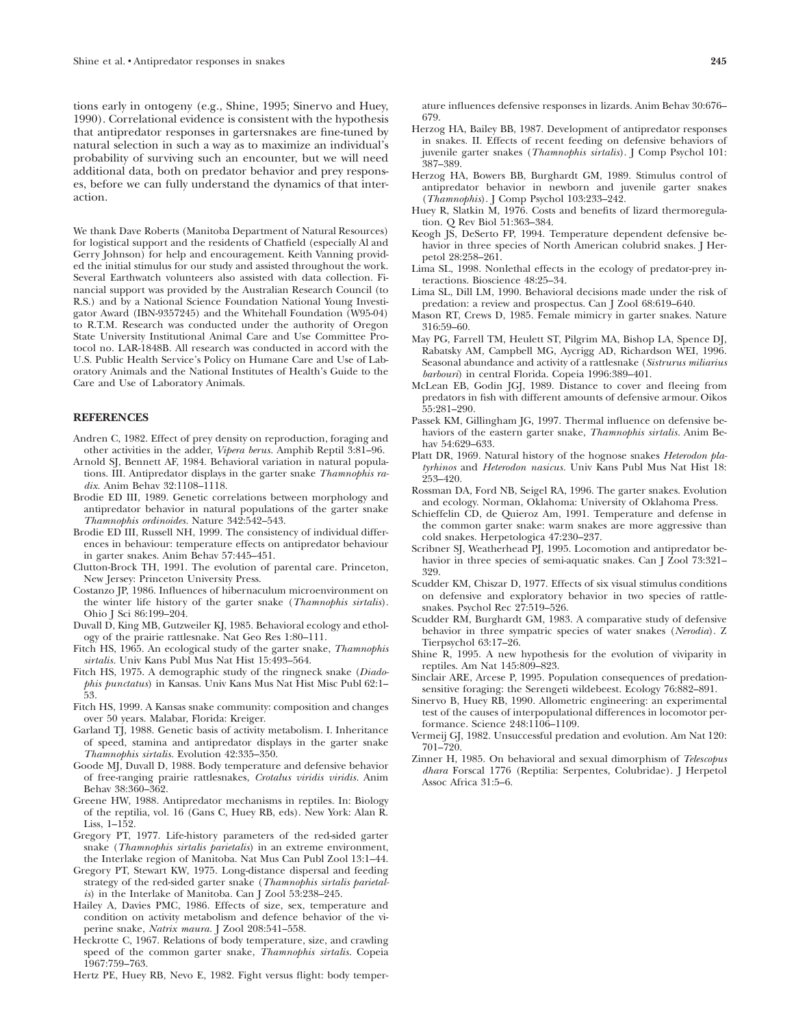tions early in ontogeny (e.g., Shine, 1995; Sinervo and Huey, 1990). Correlational evidence is consistent with the hypothesis that antipredator responses in gartersnakes are fine-tuned by natural selection in such a way as to maximize an individual's probability of surviving such an encounter, but we will need additional data, both on predator behavior and prey responses, before we can fully understand the dynamics of that interaction.

We thank Dave Roberts (Manitoba Department of Natural Resources) for logistical support and the residents of Chatfield (especially Al and Gerry Johnson) for help and encouragement. Keith Vanning provided the initial stimulus for our study and assisted throughout the work. Several Earthwatch volunteers also assisted with data collection. Financial support was provided by the Australian Research Council (to R.S.) and by a National Science Foundation National Young Investigator Award (IBN-9357245) and the Whitehall Foundation (W95-04) to R.T.M. Research was conducted under the authority of Oregon State University Institutional Animal Care and Use Committee Protocol no. LAR-1848B. All research was conducted in accord with the U.S. Public Health Service's Policy on Humane Care and Use of Laboratory Animals and the National Institutes of Health's Guide to the Care and Use of Laboratory Animals.

## REFERENCES

Andren C, 1982. Effect of prey density on reproduction, foraging and other activities in the adder, *Vipera berus*. Amphib Reptil 3:81–96.

Arnold SJ, Bennett AF, 1984. Behavioral variation in natural populations. III. Antipredator displays in the garter snake *Thamnophis radix*. Anim Behav 32:1108–1118.

Brodie ED III, 1989. Genetic correlations between morphology and antipredator behavior in natural populations of the garter snake *Thamnophis ordinoides*. Nature 342:542–543.

Brodie ED III, Russell NH, 1999. The consistency of individual differences in behaviour: temperature effects on antipredator behaviour in garter snakes. Anim Behav 57:445–451.

Clutton-Brock TH, 1991. The evolution of parental care. Princeton, New Jersey: Princeton University Press.

Costanzo JP, 1986. Influences of hibernaculum microenvironment on the winter life history of the garter snake (*Thamnophis sirtalis*). Ohio J Sci 86:199–204.

Duvall D, King MB, Gutzweiler KJ, 1985. Behavioral ecology and ethology of the prairie rattlesnake. Nat Geo Res 1:80–111.

Fitch HS, 1965. An ecological study of the garter snake, *Thamnophis sirtalis*. Univ Kans Publ Mus Nat Hist 15:493–564.

Fitch HS, 1975. A demographic study of the ringneck snake (*Diadophis punctatus*) in Kansas. Univ Kans Mus Nat Hist Misc Publ 62:1–53.

Fitch HS, 1999. A Kansas snake community: composition and changes over 50 years. Malabar, Florida: Kreiger.

Garland TJ, 1988. Genetic basis of activity metabolism. I. Inheritance of speed, stamina and antipredator displays in the garter snake *Thamnophis sirtalis*. Evolution 42:335–350.

Goode MJ, Duvall D, 1988. Body temperature and defensive behavior of free-ranging prairie rattlesnakes, *Crotalus viridis viridis*. Anim Behav 38:360–362.

Greene HW, 1988. Antipredator mechanisms in reptiles. In: Biology of the reptilia, vol. 16 (Gans C, Huey RB, eds). New York: Alan R. Liss, 1–152.

Gregory PT, 1977. Life-history parameters of the red-sided garter snake (*Thamnophis sirtalis parietalis*) in an extreme environment, the Interlake region of Manitoba. Nat Mus Can Publ Zool 13:1–44.

Gregory PT, Stewart KW, 1975. Long-distance dispersal and feeding strategy of the red-sided garter snake (*Thamnophis sirtalis parietalis*) in the Interlake of Manitoba. Can J Zool 53:238–245.

Hailey A, Davies PMC, 1986. Effects of size, sex, temperature and condition on activity metabolism and defence behavior of the viperine snake, *Natrix maura*. J Zool 208:541–558.

Heckrotte C, 1967. Relations of body temperature, size, and crawling speed of the common garter snake, *Thamnophis sirtalis*. Copeia 1967:759–763.

Hertz PE, Huey RB, Nevo E, 1982. Fight versus flight: body temperature influences defensive responses in lizards. Anim Behav 30:676–679.

Herzog HA, Bailey BB, 1987. Development of antipredator responses in snakes. II. Effects of recent feeding on defensive behaviors of juvenile garter snakes (*Thamnophis sirtalis*). J Comp Psychol 101: 387–389.

Herzog HA, Bowers BB, Burghardt GM, 1989. Stimulus control of antipredator behavior in newborn and juvenile garter snakes (*Thamnophis*). J Comp Psychol 103:233–242.

Huey R, Slatkin M, 1976. Costs and benefits of lizard thermoregulation. Q Rev Biol 51:363–384.

Keogh JS, DeSerto FP, 1994. Temperature dependent defensive behavior in three species of North American colubrid snakes. J Herpetol 28:258–261.

Lima SL, 1998. Nonlethal effects in the ecology of predator-prey interactions. Bioscience 48:25–34.

Lima SL, Dill LM, 1990. Behavioral decisions made under the risk of predation: a review and prospectus. Can J Zool 68:619–640.

Mason RT, Crews D, 1985. Female mimicry in garter snakes. Nature 316:59–60.

May PG, Farrell TM, Heulett ST, Pilgrim MA, Bishop LA, Spence DJ, Rabatsky AM, Campbell MG, Aycrigg AD, Richardson WEI, 1996. Seasonal abundance and activity of a rattlesnake (*Sistrurus miliarius barbouri*) in central Florida. Copeia 1996:389–401.

McLean EB, Godin JGJ, 1989. Distance to cover and fleeing from predators in fish with different amounts of defensive armour. Oikos 55:281–290.

Passek KM, Gillingham JG, 1997. Thermal influence on defensive behaviors of the eastern garter snake, *Thamnophis sirtalis*. Anim Behav 54:629–633.

Platt DR, 1969. Natural history of the hognose snakes *Heterodon platyrhinos* and *Heterodon nasicus*. Univ Kans Publ Mus Nat Hist 18: 253–420.

Rossman DA, Ford NB, Seigel RA, 1996. The garter snakes. Evolution and ecology. Norman, Oklahoma: University of Oklahoma Press.

Schieffelin CD, de Quieroz Am, 1991. Temperature and defense in the common garter snake: warm snakes are more aggressive than cold snakes. Herpetologica 47:230–237.

Scribner SJ, Weatherhead PJ, 1995. Locomotion and antipredator behavior in three species of semi-aquatic snakes. Can J Zool 73:321–329.

Scudder KM, Chiszar D, 1977. Effects of six visual stimulus conditions on defensive and exploratory behavior in two species of rattlesnakes. Psychol Rec 27:519–526.

Scudder RM, Burghardt GM, 1983. A comparative study of defensive behavior in three sympatric species of water snakes (*Nerodia*). Z Tierpsychol 63:17–26.

Shine R, 1995. A new hypothesis for the evolution of viviparity in reptiles. Am Nat 145:809–823.

Sinclair ARE, Arcese P, 1995. Population consequences of predation-sensitive foraging: the Serengeti wildebeest. Ecology 76:882–891.

Sinervo B, Huey RB, 1990. Allometric engineering: an experimental test of the causes of interpopulational differences in locomotor performance. Science 248:1106–1109.

Vermeij GJ, 1982. Unsuccessful predation and evolution. Am Nat 120: 701–720.

Zinner H, 1985. On behavioral and sexual dimorphism of *Telescopus dhara* Forscal 1776 (Reptilia: Serpentes, Colubridae). J Herpetol Assoc Africa 31:5–6.